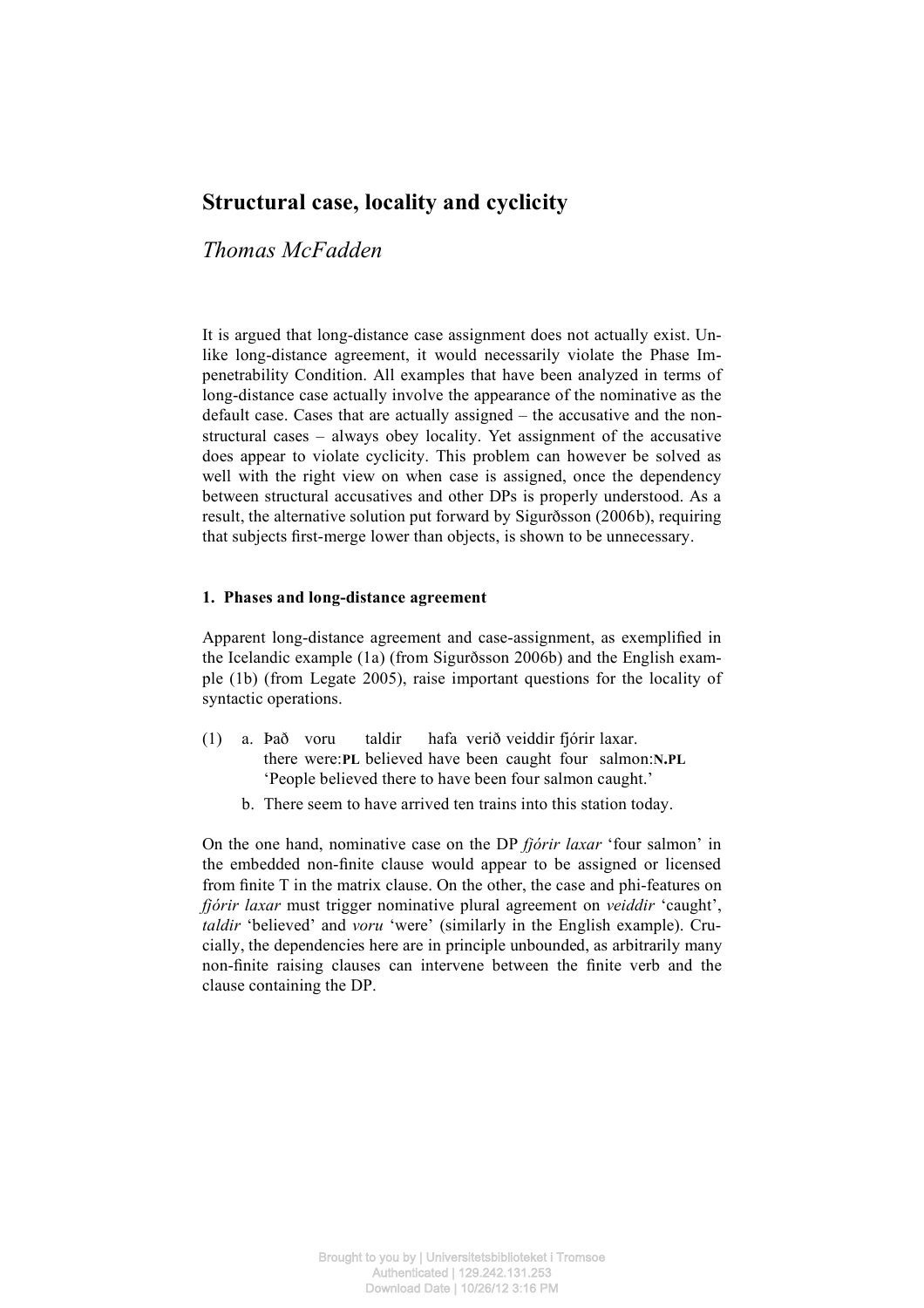# Structural case, locality and cyclicity

*Thomas McFadden*

It is argued that long-distance case assignment does not actually exist. Unlike long-distance agreement, it would necessarily violate the Phase Impenetrability Condition. All examples that have been analyzed in terms of long-distance case actually involve the appearance of the nominative as the default case. Cases that are actually assigned – the accusative and the non-structural cases – always obey locality. Yet assignment of the accusative does appear to violate cyclicity. This problem can however be solved as well with the right view on when case is assigned, once the dependency between structural accusatives and other DPs is properly understood. As a result, the alternative solution put forward by Sigurðsson (2006b), requiring that subjects first-merge lower than objects, is shown to be unnecessary.

## 1. Phases and long-distance agreement

Apparent long-distance agreement and case-assignment, as exemplified in the Icelandic example (1a) (from Sigurðsson 2006b) and the English example (1b) (from Legate 2005), raise important questions for the locality of syntactic operations.

(1) a. Það voru taldir hafa verið veiddir fjórir laxar.
there were:**PL** believed have been caught four salmon:**N.PL**
'People believed there to have been four salmon caught.'

b. There seem to have arrived ten trains into this station today.

On the one hand, nominative case on the DP *fjórir laxar* 'four salmon' in the embedded non-finite clause would appear to be assigned or licensed from finite T in the matrix clause. On the other, the case and phi-features on *fjórir laxar* must trigger nominative plural agreement on *veiddir* 'caught', *taldir* 'believed' and *voru* 'were' (similarly in the English example). Crucially, the dependencies here are in principle unbounded, as arbitrarily many non-finite raising clauses can intervene between the finite verb and the clause containing the DP.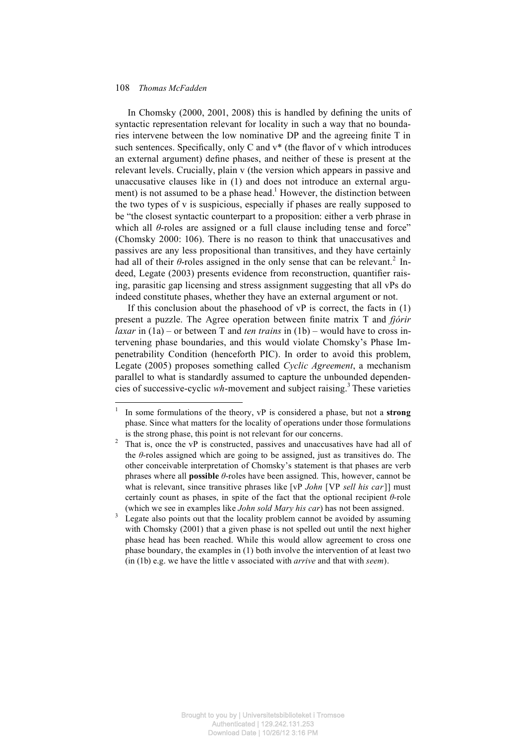In Chomsky (2000, 2001, 2008) this is handled by defining the units of syntactic representation relevant for locality in such a way that no boundaries intervene between the low nominative DP and the agreeing finite T in such sentences. Specifically, only C and v* (the flavor of v which introduces an external argument) define phases, and neither of these is present at the relevant levels. Crucially, plain v (the version which appears in passive and unaccusative clauses like in (1) and does not introduce an external argument) is not assumed to be a phase head.[1] However, the distinction between the two types of v is suspicious, especially if phases are really supposed to be "the closest syntactic counterpart to a proposition: either a verb phrase in which all *θ*-roles are assigned or a full clause including tense and force" (Chomsky 2000: 106). There is no reason to think that unaccusatives and passives are any less propositional than transitives, and they have certainly had all of their *θ*-roles assigned in the only sense that can be relevant.[2] Indeed, Legate (2003) presents evidence from reconstruction, quantifier raising, parasitic gap licensing and stress assignment suggesting that all vPs do indeed constitute phases, whether they have an external argument or not.

If this conclusion about the phasehood of vP is correct, the facts in (1) present a puzzle. The Agree operation between finite matrix T and *fjórir laxar* in (1a) – or between T and *ten trains* in (1b) – would have to cross intervening phase boundaries, and this would violate Chomsky's Phase Impenetrability Condition (henceforth PIC). In order to avoid this problem, Legate (2005) proposes something called *Cyclic Agreement*, a mechanism parallel to what is standardly assumed to capture the unbounded dependencies of successive-cyclic *wh*-movement and subject raising.[3] These varieties

---

[1] In some formulations of the theory, vP is considered a phase, but not a **strong** phase. Since what matters for the locality of operations under those formulations is the strong phase, this point is not relevant for our concerns.

[2] That is, once the vP is constructed, passives and unaccusatives have had all of the *θ*-roles assigned which are going to be assigned, just as transitives do. The other conceivable interpretation of Chomsky's statement is that phases are verb phrases where all **possible** *θ*-roles have been assigned. This, however, cannot be what is relevant, since transitive phrases like [vP *John* [VP *sell his car*]] must certainly count as phases, in spite of the fact that the optional recipient *θ*-role (which we see in examples like *John sold Mary his car*) has not been assigned.

[3] Legate also points out that the locality problem cannot be avoided by assuming with Chomsky (2001) that a given phase is not spelled out until the next higher phase head has been reached. While this would allow agreement to cross one phase boundary, the examples in (1) both involve the intervention of at least two (in (1b) e.g. we have the little v associated with *arrive* and that with *seem*).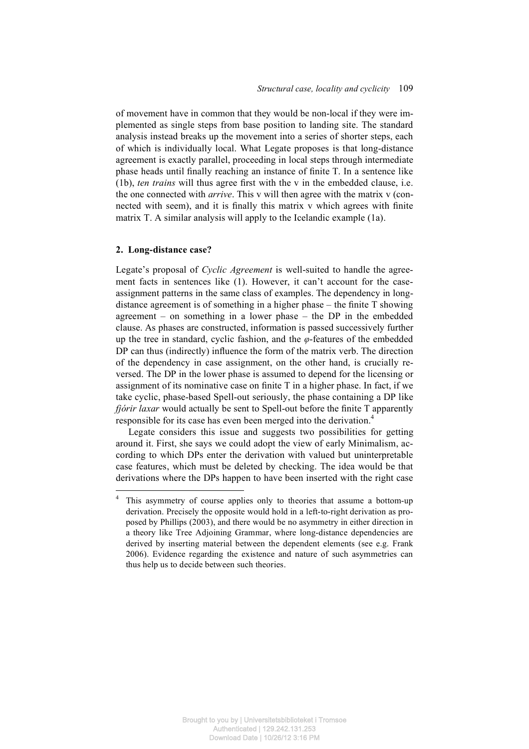of movement have in common that they would be non-local if they were implemented as single steps from base position to landing site. The standard analysis instead breaks up the movement into a series of shorter steps, each of which is individually local. What Legate proposes is that long-distance agreement is exactly parallel, proceeding in local steps through intermediate phase heads until finally reaching an instance of finite T. In a sentence like (1b), *ten trains* will thus agree first with the v in the embedded clause, i.e. the one connected with *arrive*. This v will then agree with the matrix v (connected with seem), and it is finally this matrix v which agrees with finite matrix T. A similar analysis will apply to the Icelandic example (1a).

## 2. Long-distance case?

Legate's proposal of *Cyclic Agreement* is well-suited to handle the agreement facts in sentences like (1). However, it can't account for the case-assignment patterns in the same class of examples. The dependency in long-distance agreement is of something in a higher phase – the finite T showing agreement – on something in a lower phase – the DP in the embedded clause. As phases are constructed, information is passed successively further up the tree in standard, cyclic fashion, and the *φ*-features of the embedded DP can thus (indirectly) influence the form of the matrix verb. The direction of the dependency in case assignment, on the other hand, is crucially reversed. The DP in the lower phase is assumed to depend for the licensing or assignment of its nominative case on finite T in a higher phase. In fact, if we take cyclic, phase-based Spell-out seriously, the phase containing a DP like *fjórir laxar* would actually be sent to Spell-out before the finite T apparently responsible for its case has even been merged into the derivation.[4]

Legate considers this issue and suggests two possibilities for getting around it. First, she says we could adopt the view of early Minimalism, according to which DPs enter the derivation with valued but uninterpretable case features, which must be deleted by checking. The idea would be that derivations where the DPs happen to have been inserted with the right case

[4] This asymmetry of course applies only to theories that assume a bottom-up derivation. Precisely the opposite would hold in a left-to-right derivation as proposed by Phillips (2003), and there would be no asymmetry in either direction in a theory like Tree Adjoining Grammar, where long-distance dependencies are derived by inserting material between the dependent elements (see e.g. Frank 2006). Evidence regarding the existence and nature of such asymmetries can thus help us to decide between such theories.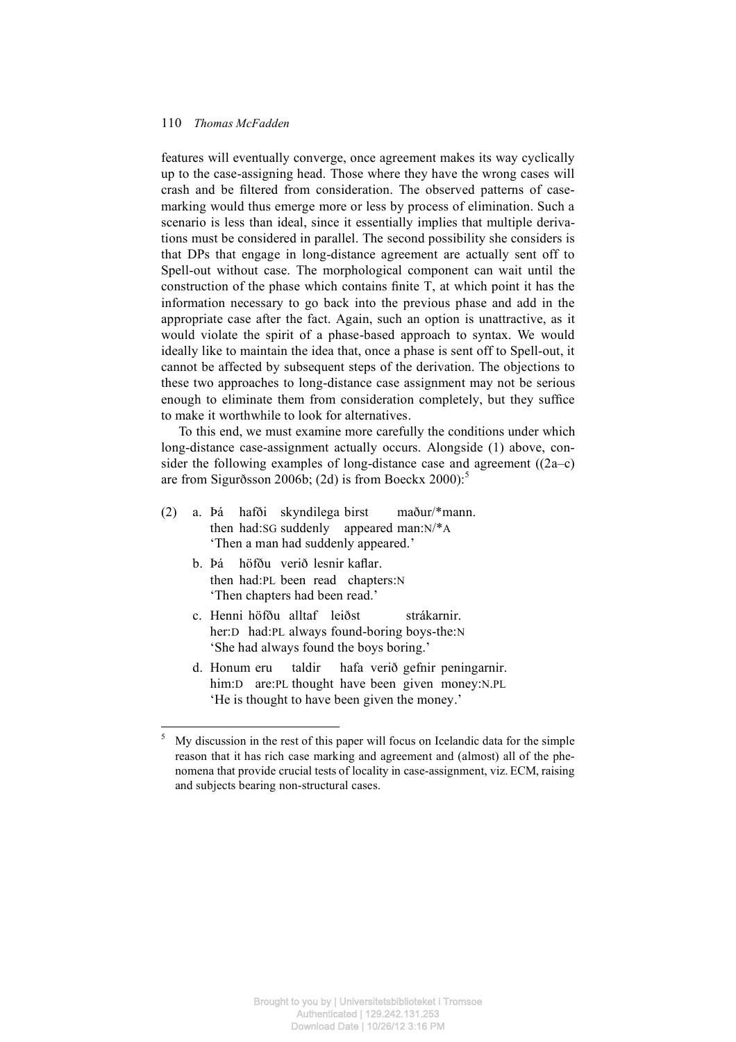features will eventually converge, once agreement makes its way cyclically up to the case-assigning head. Those where they have the wrong cases will crash and be filtered from consideration. The observed patterns of case-marking would thus emerge more or less by process of elimination. Such a scenario is less than ideal, since it essentially implies that multiple derivations must be considered in parallel. The second possibility she considers is that DPs that engage in long-distance agreement are actually sent off to Spell-out without case. The morphological component can wait until the construction of the phase which contains finite T, at which point it has the information necessary to go back into the previous phase and add in the appropriate case after the fact. Again, such an option is unattractive, as it would violate the spirit of a phase-based approach to syntax. We would ideally like to maintain the idea that, once a phase is sent off to Spell-out, it cannot be affected by subsequent steps of the derivation. The objections to these two approaches to long-distance case assignment may not be serious enough to eliminate them from consideration completely, but they suffice to make it worthwhile to look for alternatives.

To this end, we must examine more carefully the conditions under which long-distance case-assignment actually occurs. Alongside (1) above, consider the following examples of long-distance case and agreement ((2a–c) are from Sigurðsson 2006b; (2d) is from Boeckx 2000):[5]

(2) a. Þá hafði skyndilega birst maður/*mann.
   then had:SG suddenly appeared man:N/*A
   'Then a man had suddenly appeared.'

   b. Þá höfðu verið lesnir kaflar.
   then had:PL been read chapters:N
   'Then chapters had been read.'

   c. Henni höfðu alltaf leiðst strákarnir.
   her:D had:PL always found-boring boys-the:N
   'She had always found the boys boring.'

   d. Honum eru taldir hafa verið gefnir peningarnir.
   him:D are:PL thought have been given money:N.PL
   'He is thought to have been given the money.'

---

[5] My discussion in the rest of this paper will focus on Icelandic data for the simple reason that it has rich case marking and agreement and (almost) all of the phenomena that provide crucial tests of locality in case-assignment, viz. ECM, raising and subjects bearing non-structural cases.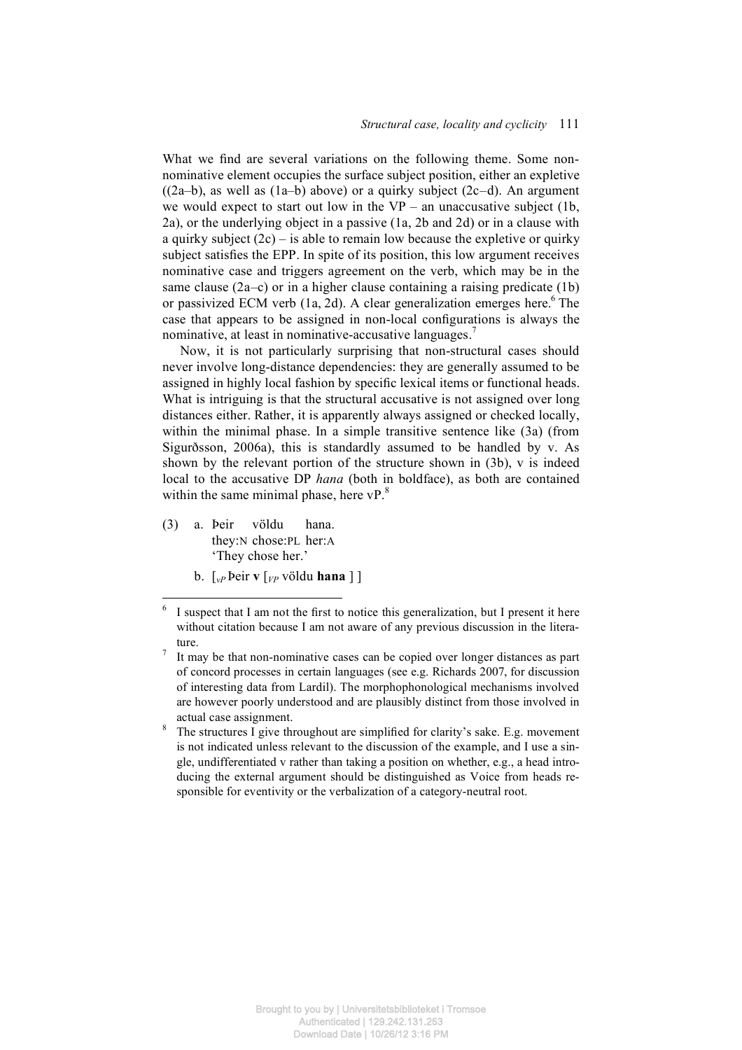What we find are several variations on the following theme. Some non-nominative element occupies the surface subject position, either an expletive ((2a–b), as well as (1a–b) above) or a quirky subject (2c–d). An argument we would expect to start out low in the VP – an unaccusative subject (1b, 2a), or the underlying object in a passive (1a, 2b and 2d) or in a clause with a quirky subject (2c) – is able to remain low because the expletive or quirky subject satisfies the EPP. In spite of its position, this low argument receives nominative case and triggers agreement on the verb, which may be in the same clause (2a–c) or in a higher clause containing a raising predicate (1b) or passivized ECM verb (1a, 2d). A clear generalization emerges here.[6] The case that appears to be assigned in non-local configurations is always the nominative, at least in nominative-accusative languages.[7]

Now, it is not particularly surprising that non-structural cases should never involve long-distance dependencies: they are generally assumed to be assigned in highly local fashion by specific lexical items or functional heads. What is intriguing is that the structural accusative is not assigned over long distances either. Rather, it is apparently always assigned or checked locally, within the minimal phase. In a simple transitive sentence like (3a) (from Sigurðsson, 2006a), this is standardly assumed to be handled by v. As shown by the relevant portion of the structure shown in (3b), v is indeed local to the accusative DP *hana* (both in boldface), as both are contained within the same minimal phase, here vP.[8]

(3) a. Þeir völdu hana.
 they:N chose:PL her:A
 'They chose her.'

 b. [$_{vP}$ Þeir **v** [$_{VP}$ völdu **hana** ] ]

---

[6] I suspect that I am not the first to notice this generalization, but I present it here without citation because I am not aware of any previous discussion in the literature.

[7] It may be that non-nominative cases can be copied over longer distances as part of concord processes in certain languages (see e.g. Richards 2007, for discussion of interesting data from Lardil). The morphophonological mechanisms involved are however poorly understood and are plausibly distinct from those involved in actual case assignment.

[8] The structures I give throughout are simplified for clarity's sake. E.g. movement is not indicated unless relevant to the discussion of the example, and I use a single, undifferentiated v rather than taking a position on whether, e.g., a head introducing the external argument should be distinguished as Voice from heads responsible for eventivity or the verbalization of a category-neutral root.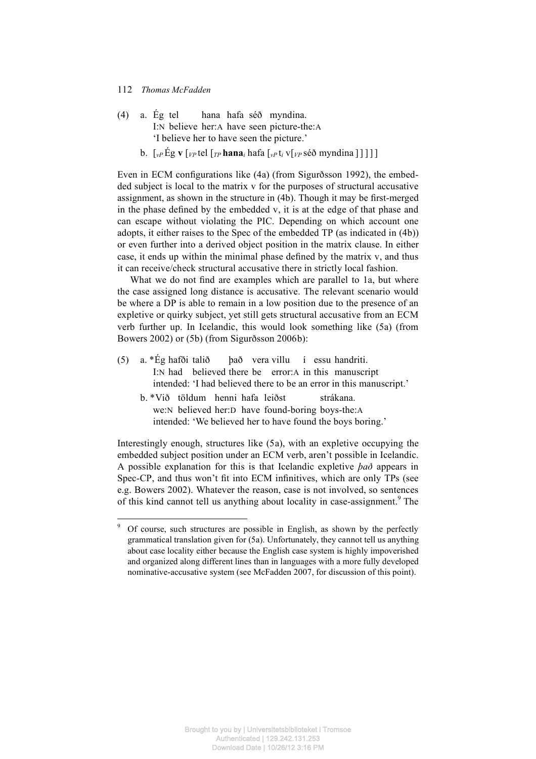(4) a. Ég tel hana hafa séð myndina.
    I:N believe her:A have seen picture-the:A
    'I believe her to have seen the picture.'

  b. [$_{vP}$ Ég **v** [$_{VP}$ tel [$_{TP}$ **hana**$_i$ hafa [$_{vP}$ t$_i$ v[$_{VP}$ séð myndina ] ] ] ] ]

Even in ECM configurations like (4a) (from Sigurðsson 1992), the embedded subject is local to the matrix v for the purposes of structural accusative assignment, as shown in the structure in (4b). Though it may be first-merged in the phase defined by the embedded v, it is at the edge of that phase and can escape without violating the PIC. Depending on which account one adopts, it either raises to the Spec of the embedded TP (as indicated in (4b)) or even further into a derived object position in the matrix clause. In either case, it ends up within the minimal phase defined by the matrix v, and thus it can receive/check structural accusative there in strictly local fashion.

What we do not find are examples which are parallel to 1a, but where the case assigned long distance is accusative. The relevant scenario would be where a DP is able to remain in a low position due to the presence of an expletive or quirky subject, yet still gets structural accusative from an ECM verb further up. In Icelandic, this would look something like (5a) (from Bowers 2002) or (5b) (from Sigurðsson 2006b):

(5) a. *Ég hafði talið það vera villu í essu handriti.
    I:N had believed there be error:A in this manuscript
    intended: 'I had believed there to be an error in this manuscript.'

  b. *Við töldum henni hafa leiðst strákana.
    we:N believed her:D have found-boring boys-the:A
    intended: 'We believed her to have found the boys boring.'

Interestingly enough, structures like (5a), with an expletive occupying the embedded subject position under an ECM verb, aren't possible in Icelandic. A possible explanation for this is that Icelandic expletive *það* appears in Spec-CP, and thus won't fit into ECM infinitives, which are only TPs (see e.g. Bowers 2002). Whatever the reason, case is not involved, so sentences of this kind cannot tell us anything about locality in case-assignment.[9] The

[9] Of course, such structures are possible in English, as shown by the perfectly grammatical translation given for (5a). Unfortunately, they cannot tell us anything about case locality either because the English case system is highly impoverished and organized along different lines than in languages with a more fully developed nominative-accusative system (see McFadden 2007, for discussion of this point).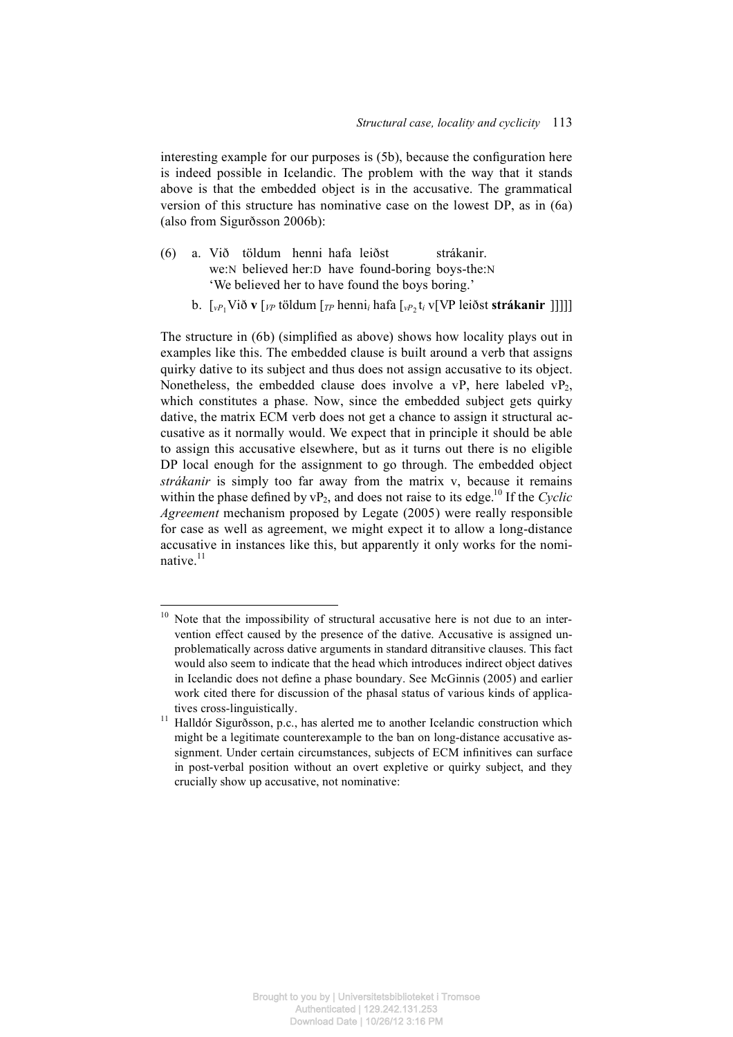interesting example for our purposes is (5b), because the configuration here is indeed possible in Icelandic. The problem with the way that it stands above is that the embedded object is in the accusative. The grammatical version of this structure has nominative case on the lowest DP, as in (6a) (also from Sigurðsson 2006b):

(6) a. Við töldum henni hafa leiðst strákanir.
 we:N believed her:D have found-boring boys-the:N
 'We believed her to have found the boys boring.'

 b. [$_{vP_1}$Við **v** [$_{VP}$ töldum [$_{TP}$ henni$_i$ hafa [$_{vP_2}$ t$_i$ v[VP leiðst **strákanir** ]]]]]

The structure in (6b) (simplified as above) shows how locality plays out in examples like this. The embedded clause is built around a verb that assigns quirky dative to its subject and thus does not assign accusative to its object. Nonetheless, the embedded clause does involve a vP, here labeled vP$_2$, which constitutes a phase. Now, since the embedded subject gets quirky dative, the matrix ECM verb does not get a chance to assign it structural accusative as it normally would. We expect that in principle it should be able to assign this accusative elsewhere, but as it turns out there is no eligible DP local enough for the assignment to go through. The embedded object *strákanir* is simply too far away from the matrix v, because it remains within the phase defined by vP$_2$, and does not raise to its edge.[10] If the *Cyclic Agreement* mechanism proposed by Legate (2005) were really responsible for case as well as agreement, we might expect it to allow a long-distance accusative in instances like this, but apparently it only works for the nominative.[11]

---

[10] Note that the impossibility of structural accusative here is not due to an intervention effect caused by the presence of the dative. Accusative is assigned unproblematically across dative arguments in standard ditransitive clauses. This fact would also seem to indicate that the head which introduces indirect object datives in Icelandic does not define a phase boundary. See McGinnis (2005) and earlier work cited there for discussion of the phasal status of various kinds of applicatives cross-linguistically.

[11] Halldór Sigurðsson, p.c., has alerted me to another Icelandic construction which might be a legitimate counterexample to the ban on long-distance accusative assignment. Under certain circumstances, subjects of ECM infinitives can surface in post-verbal position without an overt expletive or quirky subject, and they crucially show up accusative, not nominative: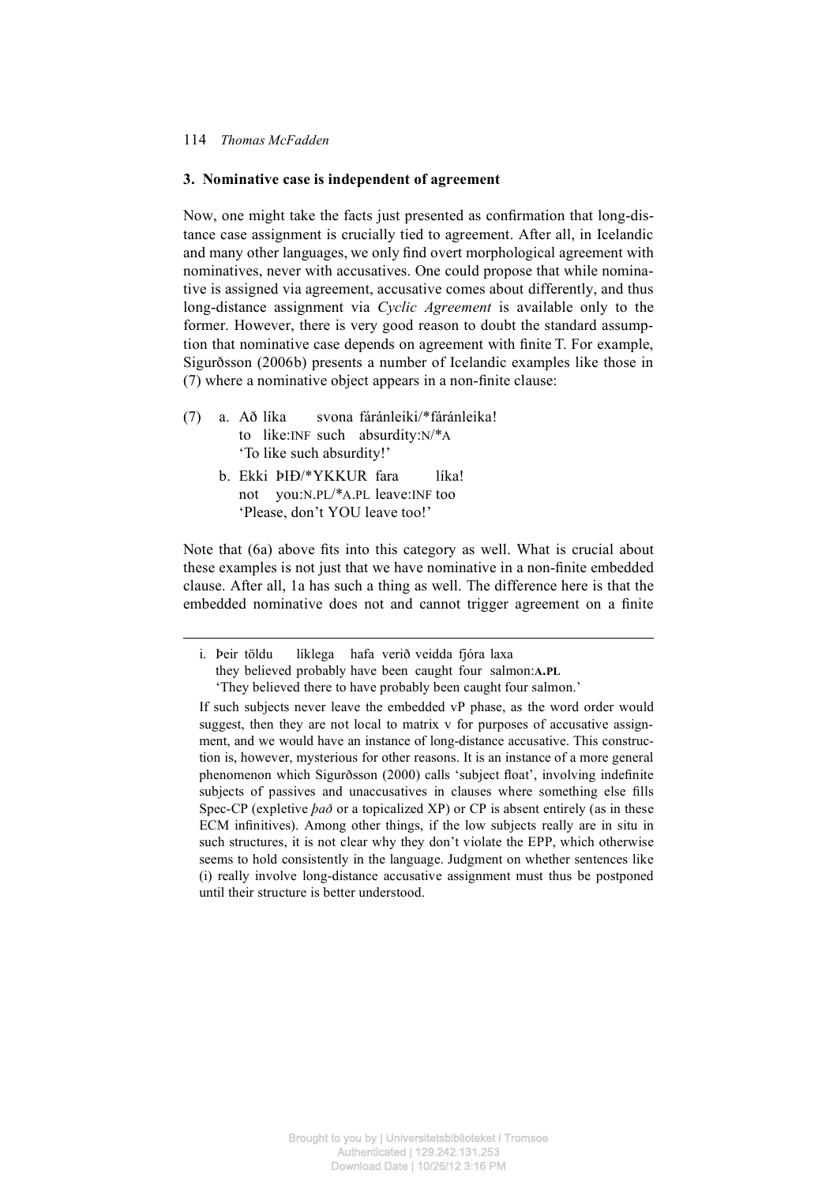## 3. Nominative case is independent of agreement

Now, one might take the facts just presented as confirmation that long-distance case assignment is crucially tied to agreement. After all, in Icelandic and many other languages, we only find overt morphological agreement with nominatives, never with accusatives. One could propose that while nominative is assigned via agreement, accusative comes about differently, and thus long-distance assignment via *Cyclic Agreement* is available only to the former. However, there is very good reason to doubt the standard assumption that nominative case depends on agreement with finite T. For example, Sigurðsson (2006b) presents a number of Icelandic examples like those in (7) where a nominative object appears in a non-finite clause:

(7) a. Að líka svona fáránleiki/*fáránleika!
   to like:INF such absurdity:N/*A
   'To like such absurdity!'

  b. Ekki ÞIÐ/*YKKUR fara líka!
   not you:N.PL/*A.PL leave:INF too
   'Please, don't YOU leave too!'

Note that (6a) above fits into this category as well. What is crucial about these examples is not just that we have nominative in a non-finite embedded clause. After all, 1a has such a thing as well. The difference here is that the embedded nominative does not and cannot trigger agreement on a finite

---

i. Þeir töldu líklega hafa verið veidda fjóra laxa
 they believed probably have been caught four salmon:**A.PL**
 'They believed there to have probably been caught four salmon.'

If such subjects never leave the embedded vP phase, as the word order would suggest, then they are not local to matrix v for purposes of accusative assignment, and we would have an instance of long-distance accusative. This construction is, however, mysterious for other reasons. It is an instance of a more general phenomenon which Sigurðsson (2000) calls 'subject float', involving indefinite subjects of passives and unaccusatives in clauses where something else fills Spec-CP (expletive *það* or a topicalized XP) or CP is absent entirely (as in these ECM infinitives). Among other things, if the low subjects really are in situ in such structures, it is not clear why they don't violate the EPP, which otherwise seems to hold consistently in the language. Judgment on whether sentences like (i) really involve long-distance accusative assignment must thus be postponed until their structure is better understood.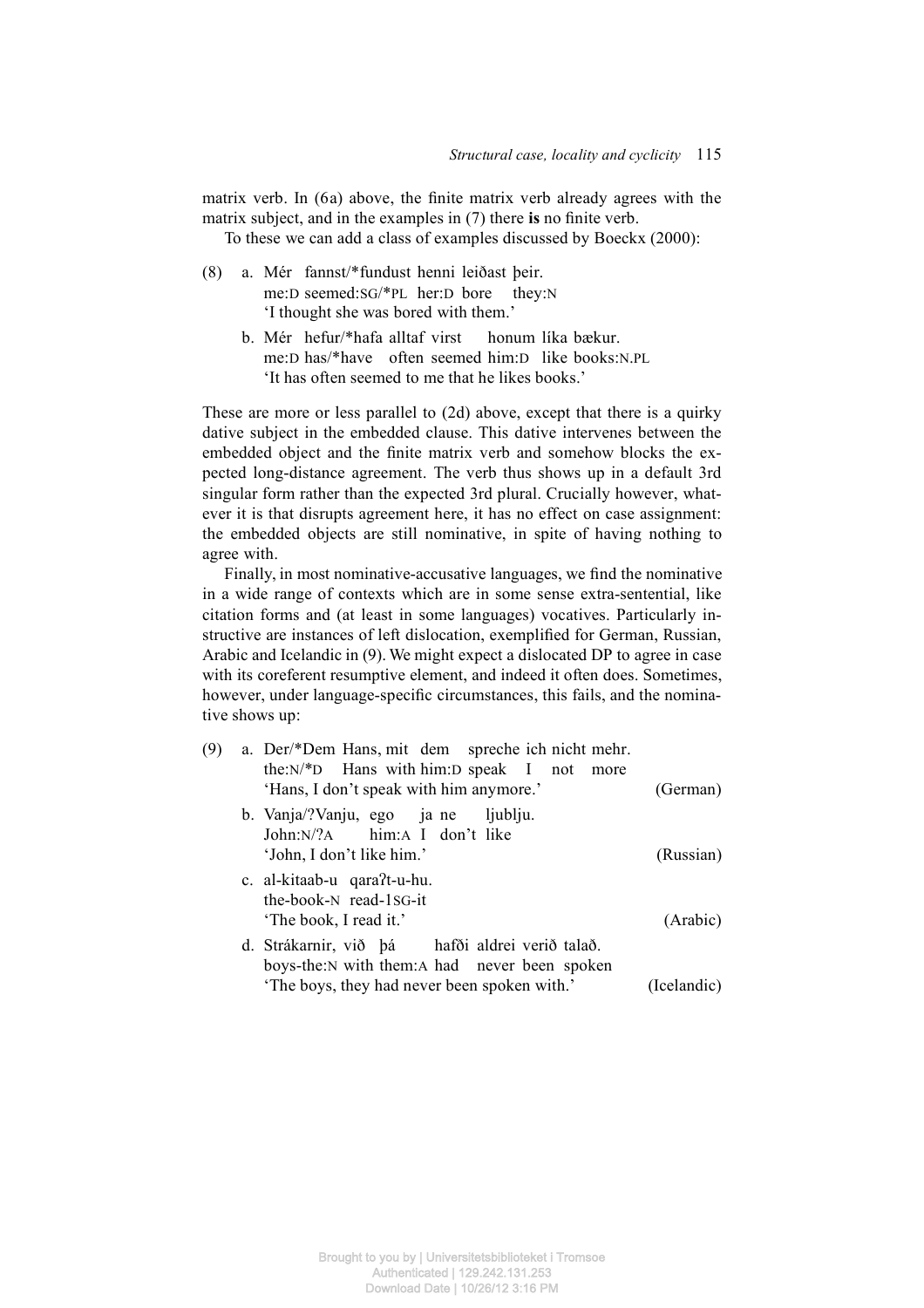matrix verb. In (6a) above, the finite matrix verb already agrees with the matrix subject, and in the examples in (7) there **is** no finite verb.

To these we can add a class of examples discussed by Boeckx (2000):

(8) a. Mér fannst/*fundust henni leiðast þeir.
   me:D seemed:SG/*PL her:D bore they:N
   'I thought she was bored with them.'

   b. Mér hefur/*hafa alltaf virst honum líka bækur.
   me:D has/*have often seemed him:D like books:N.PL
   'It has often seemed to me that he likes books.'

These are more or less parallel to (2d) above, except that there is a quirky dative subject in the embedded clause. This dative intervenes between the embedded object and the finite matrix verb and somehow blocks the expected long-distance agreement. The verb thus shows up in a default 3rd singular form rather than the expected 3rd plural. Crucially however, whatever it is that disrupts agreement here, it has no effect on case assignment: the embedded objects are still nominative, in spite of having nothing to agree with.

Finally, in most nominative-accusative languages, we find the nominative in a wide range of contexts which are in some sense extra-sentential, like citation forms and (at least in some languages) vocatives. Particularly instructive are instances of left dislocation, exemplified for German, Russian, Arabic and Icelandic in (9). We might expect a dislocated DP to agree in case with its coreferent resumptive element, and indeed it often does. Sometimes, however, under language-specific circumstances, this fails, and the nominative shows up:

(9) a. Der/*Dem Hans, mit dem spreche ich nicht mehr.
   the:N/*D Hans with him:D speak I not more
   'Hans, I don't speak with him anymore.' (German)

   b. Vanja/?Vanju, ego ja ne ljublju.
   John:N/?A him:A I don't like
   'John, I don't like him.' (Russian)

   c. al-kitaab-u qaraʔt-u-hu.
   the-book-N read-1SG-it
   'The book, I read it.' (Arabic)

   d. Strákarnir, við þá hafði aldrei verið talað.
   boys-the:N with them:A had never been spoken
   'The boys, they had never been spoken with.' (Icelandic)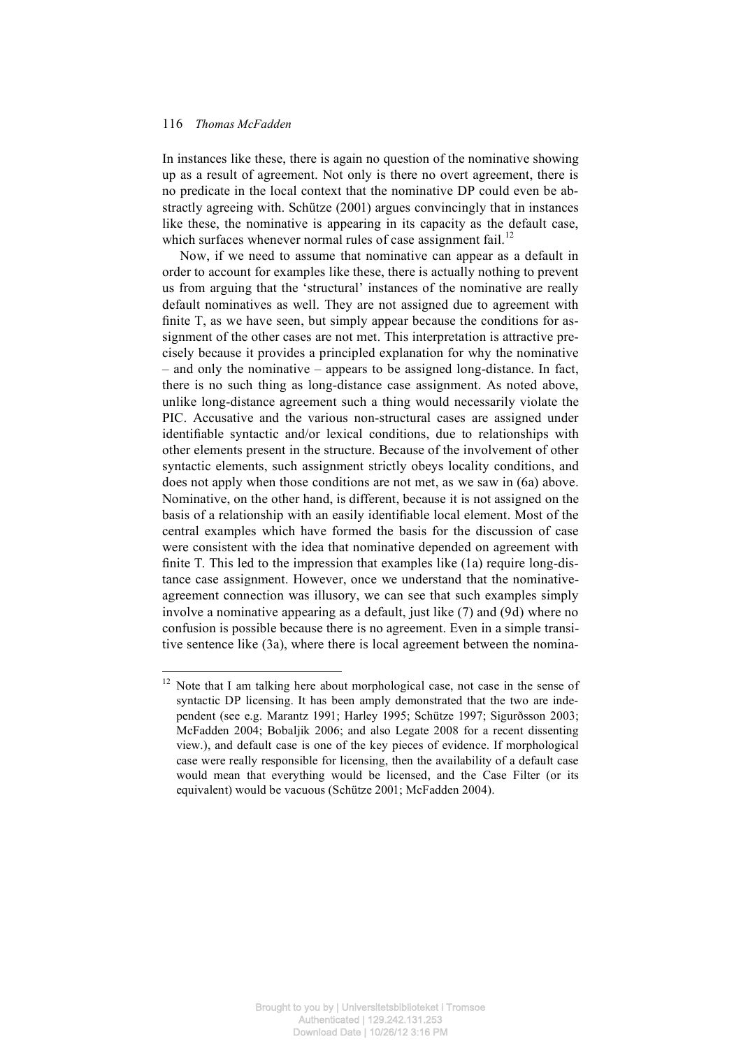In instances like these, there is again no question of the nominative showing up as a result of agreement. Not only is there no overt agreement, there is no predicate in the local context that the nominative DP could even be abstractly agreeing with. Schütze (2001) argues convincingly that in instances like these, the nominative is appearing in its capacity as the default case, which surfaces whenever normal rules of case assignment fail.[12]

Now, if we need to assume that nominative can appear as a default in order to account for examples like these, there is actually nothing to prevent us from arguing that the 'structural' instances of the nominative are really default nominatives as well. They are not assigned due to agreement with finite T, as we have seen, but simply appear because the conditions for assignment of the other cases are not met. This interpretation is attractive precisely because it provides a principled explanation for why the nominative – and only the nominative – appears to be assigned long-distance. In fact, there is no such thing as long-distance case assignment. As noted above, unlike long-distance agreement such a thing would necessarily violate the PIC. Accusative and the various non-structural cases are assigned under identifiable syntactic and/or lexical conditions, due to relationships with other elements present in the structure. Because of the involvement of other syntactic elements, such assignment strictly obeys locality conditions, and does not apply when those conditions are not met, as we saw in (6a) above. Nominative, on the other hand, is different, because it is not assigned on the basis of a relationship with an easily identifiable local element. Most of the central examples which have formed the basis for the discussion of case were consistent with the idea that nominative depended on agreement with finite T. This led to the impression that examples like (1a) require long-distance case assignment. However, once we understand that the nominative-agreement connection was illusory, we can see that such examples simply involve a nominative appearing as a default, just like (7) and (9d) where no confusion is possible because there is no agreement. Even in a simple transitive sentence like (3a), where there is local agreement between the nomina-

---

[12] Note that I am talking here about morphological case, not case in the sense of syntactic DP licensing. It has been amply demonstrated that the two are independent (see e.g. Marantz 1991; Harley 1995; Schütze 1997; Sigurðsson 2003; McFadden 2004; Bobaljik 2006; and also Legate 2008 for a recent dissenting view.), and default case is one of the key pieces of evidence. If morphological case were really responsible for licensing, then the availability of a default case would mean that everything would be licensed, and the Case Filter (or its equivalent) would be vacuous (Schütze 2001; McFadden 2004).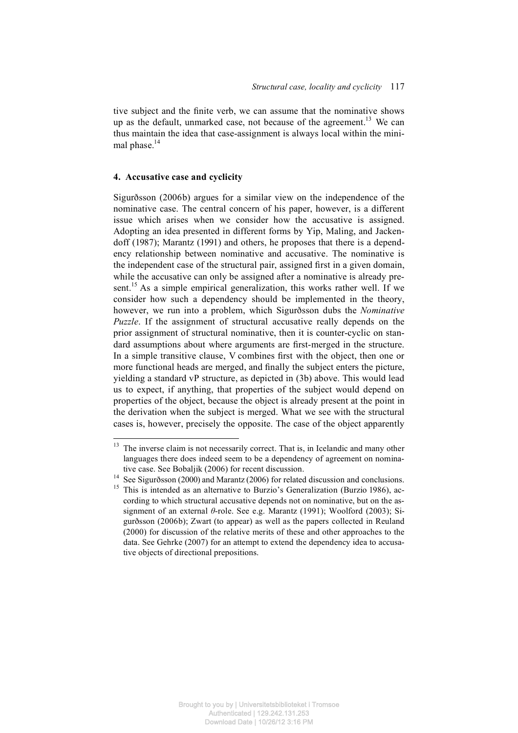tive subject and the finite verb, we can assume that the nominative shows up as the default, unmarked case, not because of the agreement.[13] We can thus maintain the idea that case-assignment is always local within the minimal phase.[14]

## 4. Accusative case and cyclicity

Sigurðsson (2006b) argues for a similar view on the independence of the nominative case. The central concern of his paper, however, is a different issue which arises when we consider how the accusative is assigned. Adopting an idea presented in different forms by Yip, Maling, and Jackendoff (1987); Marantz (1991) and others, he proposes that there is a dependency relationship between nominative and accusative. The nominative is the independent case of the structural pair, assigned first in a given domain, while the accusative can only be assigned after a nominative is already present.[15] As a simple empirical generalization, this works rather well. If we consider how such a dependency should be implemented in the theory, however, we run into a problem, which Sigurðsson dubs the *Nominative Puzzle*. If the assignment of structural accusative really depends on the prior assignment of structural nominative, then it is counter-cyclic on standard assumptions about where arguments are first-merged in the structure. In a simple transitive clause, V combines first with the object, then one or more functional heads are merged, and finally the subject enters the picture, yielding a standard vP structure, as depicted in (3b) above. This would lead us to expect, if anything, that properties of the subject would depend on properties of the object, because the object is already present at the point in the derivation when the subject is merged. What we see with the structural cases is, however, precisely the opposite. The case of the object apparently

---

[13] The inverse claim is not necessarily correct. That is, in Icelandic and many other languages there does indeed seem to be a dependency of agreement on nominative case. See Bobaljik (2006) for recent discussion.

[14] See Sigurðsson (2000) and Marantz (2006) for related discussion and conclusions.

[15] This is intended as an alternative to Burzio's Generalization (Burzio 1986), according to which structural accusative depends not on nominative, but on the assignment of an external $\theta$-role. See e.g. Marantz (1991); Woolford (2003); Sigurðsson (2006b); Zwart (to appear) as well as the papers collected in Reuland (2000) for discussion of the relative merits of these and other approaches to the data. See Gehrke (2007) for an attempt to extend the dependency idea to accusative objects of directional prepositions.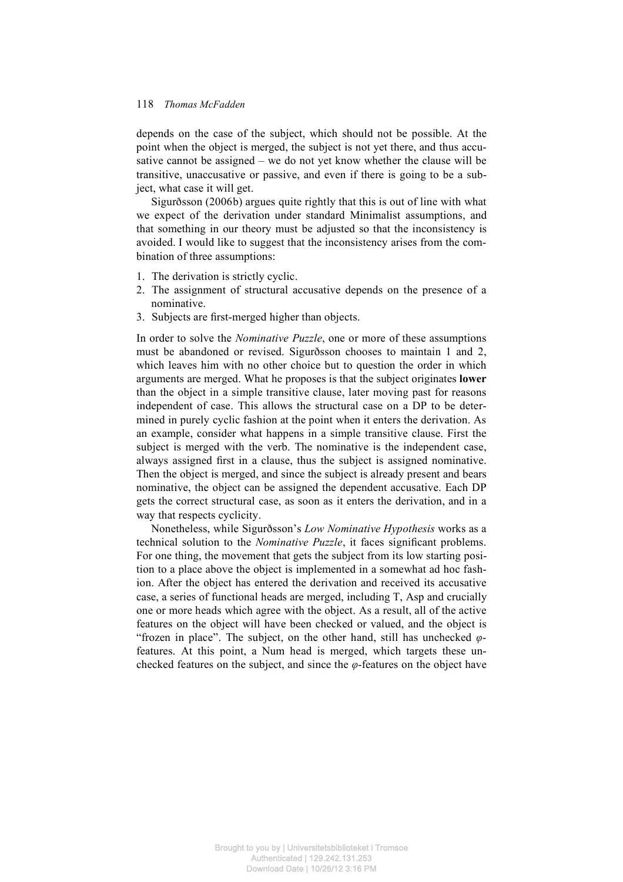depends on the case of the subject, which should not be possible. At the point when the object is merged, the subject is not yet there, and thus accusative cannot be assigned – we do not yet know whether the clause will be transitive, unaccusative or passive, and even if there is going to be a subject, what case it will get.

Sigurðsson (2006b) argues quite rightly that this is out of line with what we expect of the derivation under standard Minimalist assumptions, and that something in our theory must be adjusted so that the inconsistency is avoided. I would like to suggest that the inconsistency arises from the combination of three assumptions:

1. The derivation is strictly cyclic.
2. The assignment of structural accusative depends on the presence of a nominative.
3. Subjects are first-merged higher than objects.

In order to solve the *Nominative Puzzle*, one or more of these assumptions must be abandoned or revised. Sigurðsson chooses to maintain 1 and 2, which leaves him with no other choice but to question the order in which arguments are merged. What he proposes is that the subject originates **lower** than the object in a simple transitive clause, later moving past for reasons independent of case. This allows the structural case on a DP to be determined in purely cyclic fashion at the point when it enters the derivation. As an example, consider what happens in a simple transitive clause. First the subject is merged with the verb. The nominative is the independent case, always assigned first in a clause, thus the subject is assigned nominative. Then the object is merged, and since the subject is already present and bears nominative, the object can be assigned the dependent accusative. Each DP gets the correct structural case, as soon as it enters the derivation, and in a way that respects cyclicity.

Nonetheless, while Sigurðsson's *Low Nominative Hypothesis* works as a technical solution to the *Nominative Puzzle*, it faces significant problems. For one thing, the movement that gets the subject from its low starting position to a place above the object is implemented in a somewhat ad hoc fashion. After the object has entered the derivation and received its accusative case, a series of functional heads are merged, including T, Asp and crucially one or more heads which agree with the object. As a result, all of the active features on the object will have been checked or valued, and the object is "frozen in place". The subject, on the other hand, still has unchecked $\varphi$-features. At this point, a Num head is merged, which targets these unchecked features on the subject, and since the $\varphi$-features on the object have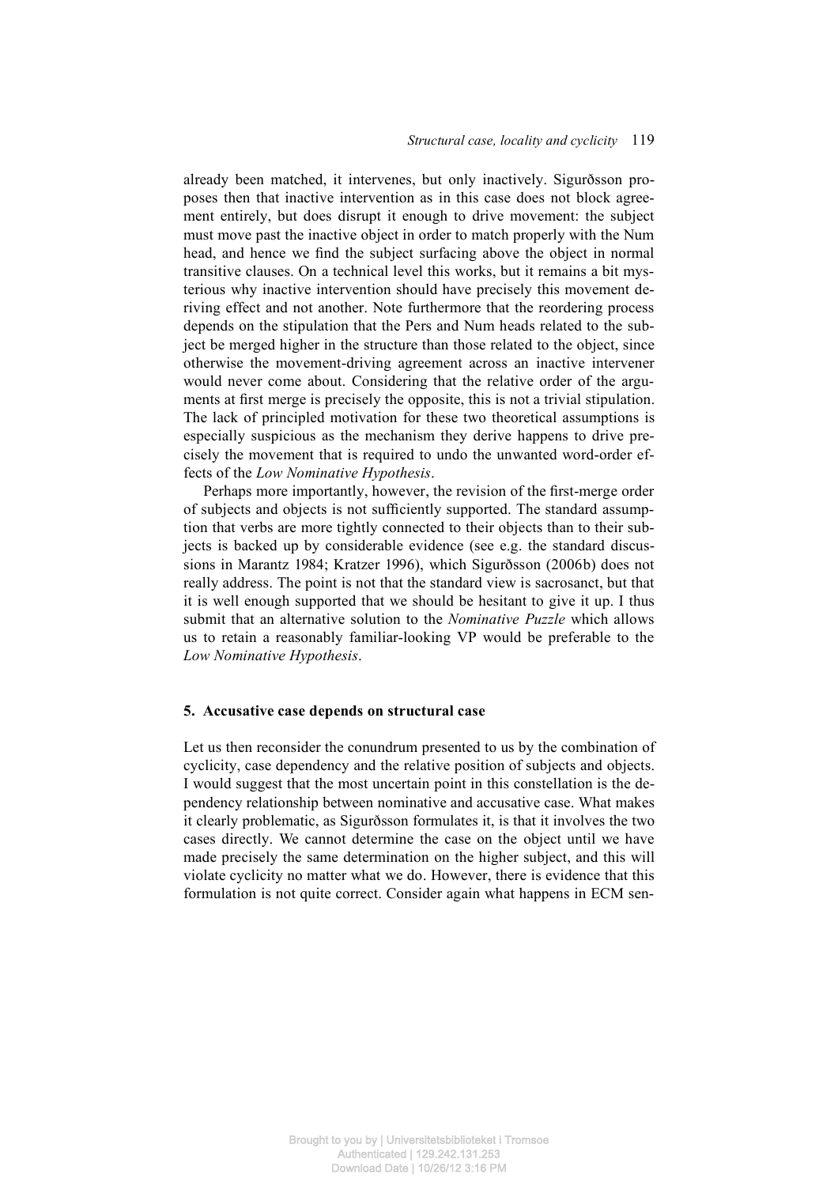already been matched, it intervenes, but only inactively. Sigurðsson proposes then that inactive intervention as in this case does not block agreement entirely, but does disrupt it enough to drive movement: the subject must move past the inactive object in order to match properly with the Num head, and hence we find the subject surfacing above the object in normal transitive clauses. On a technical level this works, but it remains a bit mysterious why inactive intervention should have precisely this movement deriving effect and not another. Note furthermore that the reordering process depends on the stipulation that the Pers and Num heads related to the subject be merged higher in the structure than those related to the object, since otherwise the movement-driving agreement across an inactive intervener would never come about. Considering that the relative order of the arguments at first merge is precisely the opposite, this is not a trivial stipulation. The lack of principled motivation for these two theoretical assumptions is especially suspicious as the mechanism they derive happens to drive precisely the movement that is required to undo the unwanted word-order effects of the *Low Nominative Hypothesis*.

Perhaps more importantly, however, the revision of the first-merge order of subjects and objects is not sufficiently supported. The standard assumption that verbs are more tightly connected to their objects than to their subjects is backed up by considerable evidence (see e.g. the standard discussions in Marantz 1984; Kratzer 1996), which Sigurðsson (2006b) does not really address. The point is not that the standard view is sacrosanct, but that it is well enough supported that we should be hesitant to give it up. I thus submit that an alternative solution to the *Nominative Puzzle* which allows us to retain a reasonably familiar-looking VP would be preferable to the *Low Nominative Hypothesis*.

## 5. Accusative case depends on structural case

Let us then reconsider the conundrum presented to us by the combination of cyclicity, case dependency and the relative position of subjects and objects. I would suggest that the most uncertain point in this constellation is the dependency relationship between nominative and accusative case. What makes it clearly problematic, as Sigurðsson formulates it, is that it involves the two cases directly. We cannot determine the case on the object until we have made precisely the same determination on the higher subject, and this will violate cyclicity no matter what we do. However, there is evidence that this formulation is not quite correct. Consider again what happens in ECM sen-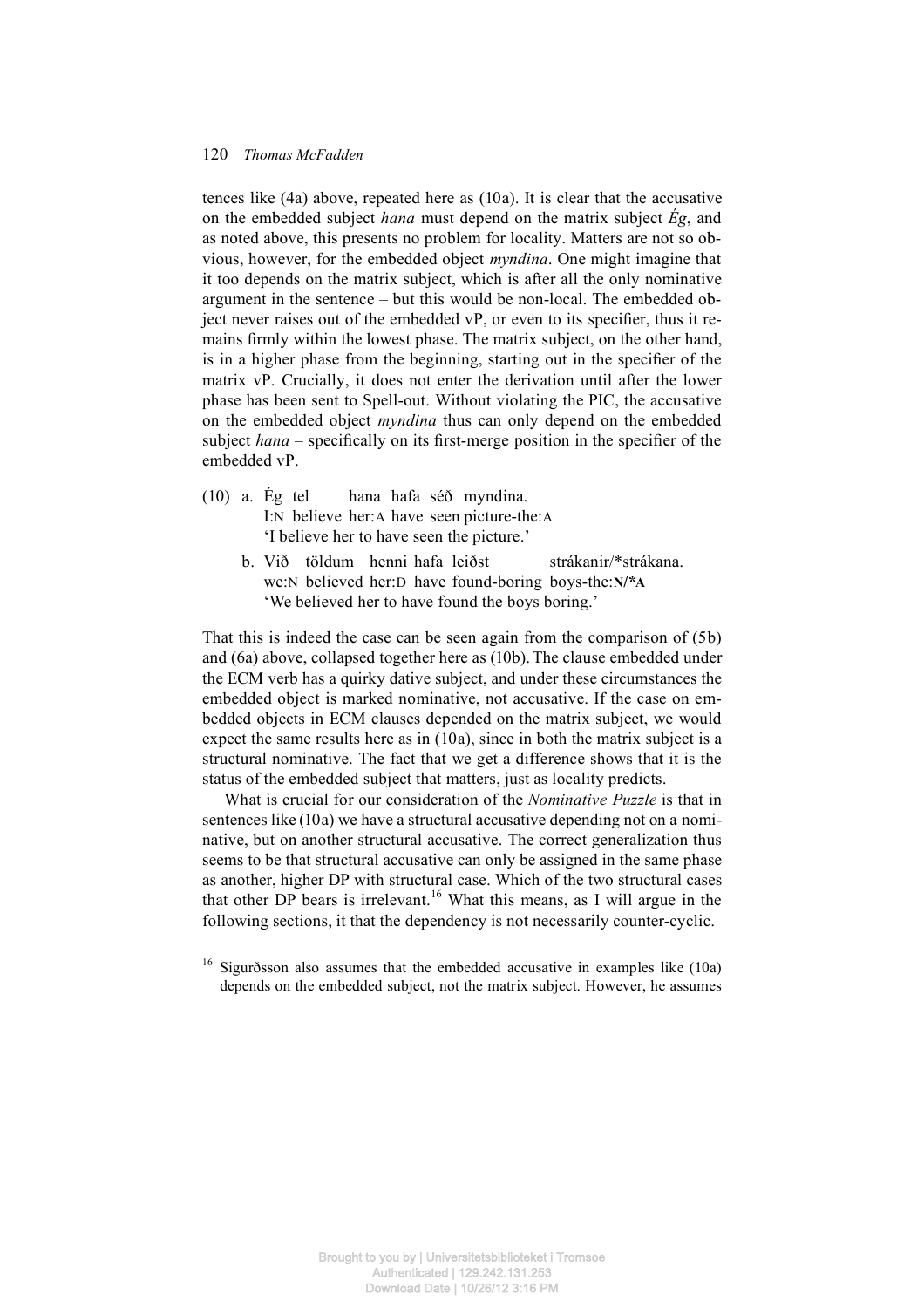tences like (4a) above, repeated here as (10a). It is clear that the accusative on the embedded subject *hana* must depend on the matrix subject *Ég*, and as noted above, this presents no problem for locality. Matters are not so obvious, however, for the embedded object *myndina*. One might imagine that it too depends on the matrix subject, which is after all the only nominative argument in the sentence – but this would be non-local. The embedded object never raises out of the embedded vP, or even to its specifier, thus it remains firmly within the lowest phase. The matrix subject, on the other hand, is in a higher phase from the beginning, starting out in the specifier of the matrix vP. Crucially, it does not enter the derivation until after the lower phase has been sent to Spell-out. Without violating the PIC, the accusative on the embedded object *myndina* thus can only depend on the embedded subject *hana* – specifically on its first-merge position in the specifier of the embedded vP.

(10) a. Ég tel hana hafa séð myndina.
   I:N believe her:A have seen picture-the:A
   'I believe her to have seen the picture.'

   b. Við töldum henni hafa leiðst strákanir/*strákana.
   we:N believed her:D have found-boring boys-the:**N/*A**
   'We believed her to have found the boys boring.'

That this is indeed the case can be seen again from the comparison of (5b) and (6a) above, collapsed together here as (10b). The clause embedded under the ECM verb has a quirky dative subject, and under these circumstances the embedded object is marked nominative, not accusative. If the case on embedded objects in ECM clauses depended on the matrix subject, we would expect the same results here as in (10a), since in both the matrix subject is a structural nominative. The fact that we get a difference shows that it is the status of the embedded subject that matters, just as locality predicts.

What is crucial for our consideration of the *Nominative Puzzle* is that in sentences like (10a) we have a structural accusative depending not on a nominative, but on another structural accusative. The correct generalization thus seems to be that structural accusative can only be assigned in the same phase as another, higher DP with structural case. Which of the two structural cases that other DP bears is irrelevant.[16] What this means, as I will argue in the following sections, it that the dependency is not necessarily counter-cyclic.

[16] Sigurðsson also assumes that the embedded accusative in examples like (10a) depends on the embedded subject, not the matrix subject. However, he assumes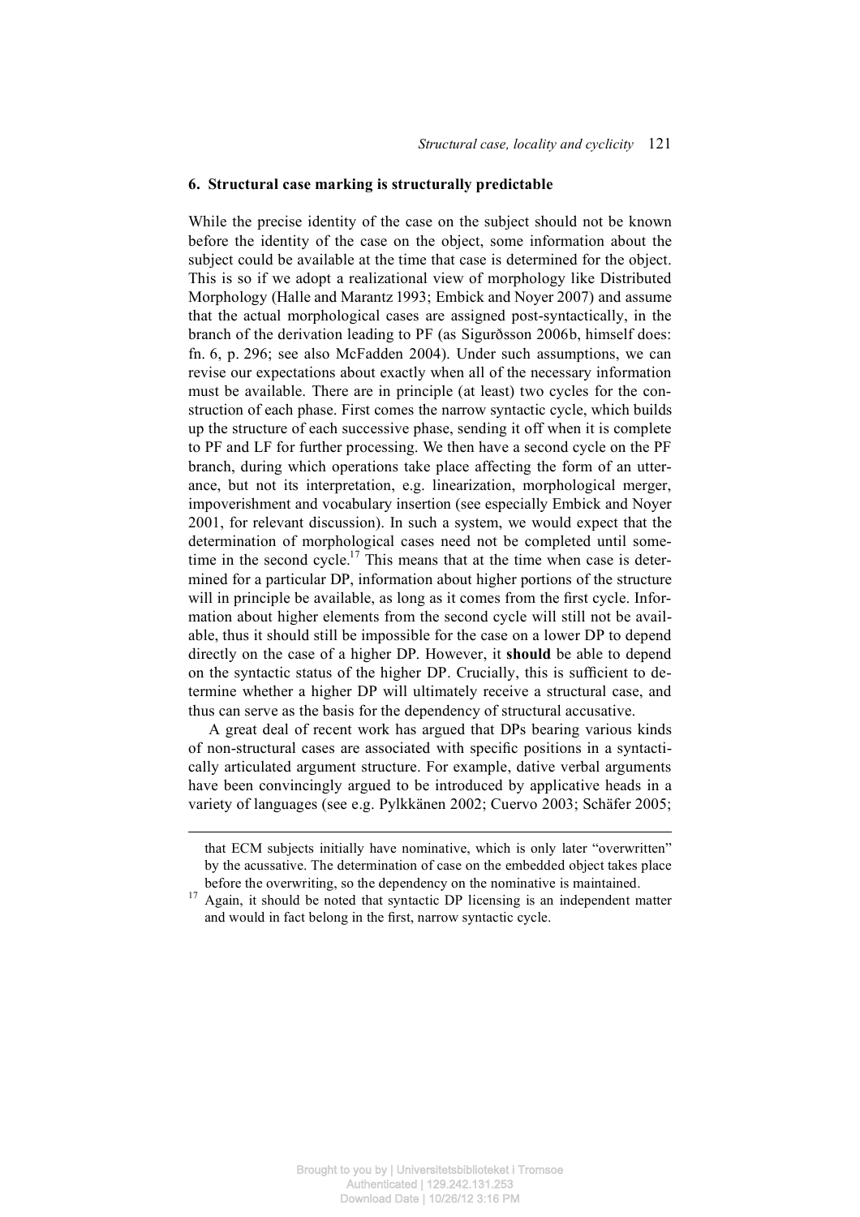## 6. Structural case marking is structurally predictable

While the precise identity of the case on the subject should not be known before the identity of the case on the object, some information about the subject could be available at the time that case is determined for the object. This is so if we adopt a realizational view of morphology like Distributed Morphology (Halle and Marantz 1993; Embick and Noyer 2007) and assume that the actual morphological cases are assigned post-syntactically, in the branch of the derivation leading to PF (as Sigurðsson 2006b, himself does: fn. 6, p. 296; see also McFadden 2004). Under such assumptions, we can revise our expectations about exactly when all of the necessary information must be available. There are in principle (at least) two cycles for the construction of each phase. First comes the narrow syntactic cycle, which builds up the structure of each successive phase, sending it off when it is complete to PF and LF for further processing. We then have a second cycle on the PF branch, during which operations take place affecting the form of an utterance, but not its interpretation, e.g. linearization, morphological merger, impoverishment and vocabulary insertion (see especially Embick and Noyer 2001, for relevant discussion). In such a system, we would expect that the determination of morphological cases need not be completed until sometime in the second cycle.[17] This means that at the time when case is determined for a particular DP, information about higher portions of the structure will in principle be available, as long as it comes from the first cycle. Information about higher elements from the second cycle will still not be available, thus it should still be impossible for the case on a lower DP to depend directly on the case of a higher DP. However, it **should** be able to depend on the syntactic status of the higher DP. Crucially, this is sufficient to determine whether a higher DP will ultimately receive a structural case, and thus can serve as the basis for the dependency of structural accusative.

A great deal of recent work has argued that DPs bearing various kinds of non-structural cases are associated with specific positions in a syntactically articulated argument structure. For example, dative verbal arguments have been convincingly argued to be introduced by applicative heads in a variety of languages (see e.g. Pylkkänen 2002; Cuervo 2003; Schäfer 2005;

---

that ECM subjects initially have nominative, which is only later "overwritten" by the acussative. The determination of case on the embedded object takes place before the overwriting, so the dependency on the nominative is maintained.

[17] Again, it should be noted that syntactic DP licensing is an independent matter and would in fact belong in the first, narrow syntactic cycle.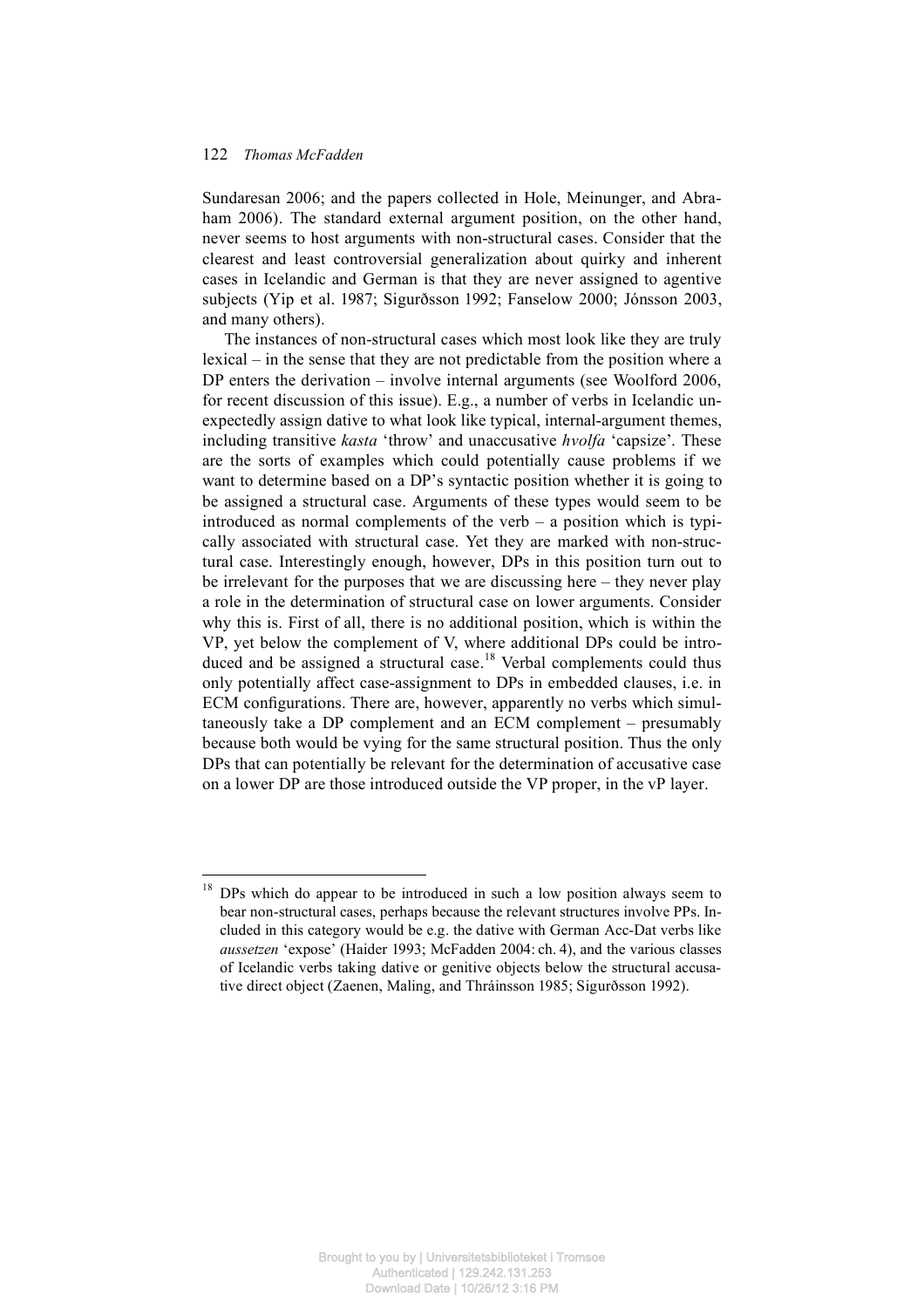Sundaresan 2006; and the papers collected in Hole, Meinunger, and Abraham 2006). The standard external argument position, on the other hand, never seems to host arguments with non-structural cases. Consider that the clearest and least controversial generalization about quirky and inherent cases in Icelandic and German is that they are never assigned to agentive subjects (Yip et al. 1987; Sigurðsson 1992; Fanselow 2000; Jónsson 2003, and many others).

The instances of non-structural cases which most look like they are truly lexical – in the sense that they are not predictable from the position where a DP enters the derivation – involve internal arguments (see Woolford 2006, for recent discussion of this issue). E.g., a number of verbs in Icelandic unexpectedly assign dative to what look like typical, internal-argument themes, including transitive *kasta* 'throw' and unaccusative *hvolfa* 'capsize'. These are the sorts of examples which could potentially cause problems if we want to determine based on a DP's syntactic position whether it is going to be assigned a structural case. Arguments of these types would seem to be introduced as normal complements of the verb – a position which is typically associated with structural case. Yet they are marked with non-structural case. Interestingly enough, however, DPs in this position turn out to be irrelevant for the purposes that we are discussing here – they never play a role in the determination of structural case on lower arguments. Consider why this is. First of all, there is no additional position, which is within the VP, yet below the complement of V, where additional DPs could be introduced and be assigned a structural case.[18] Verbal complements could thus only potentially affect case-assignment to DPs in embedded clauses, i.e. in ECM configurations. There are, however, apparently no verbs which simultaneously take a DP complement and an ECM complement – presumably because both would be vying for the same structural position. Thus the only DPs that can potentially be relevant for the determination of accusative case on a lower DP are those introduced outside the VP proper, in the vP layer.

---

[18] DPs which do appear to be introduced in such a low position always seem to bear non-structural cases, perhaps because the relevant structures involve PPs. Included in this category would be e.g. the dative with German Acc-Dat verbs like *aussetzen* 'expose' (Haider 1993; McFadden 2004: ch. 4), and the various classes of Icelandic verbs taking dative or genitive objects below the structural accusative direct object (Zaenen, Maling, and Thráinsson 1985; Sigurðsson 1992).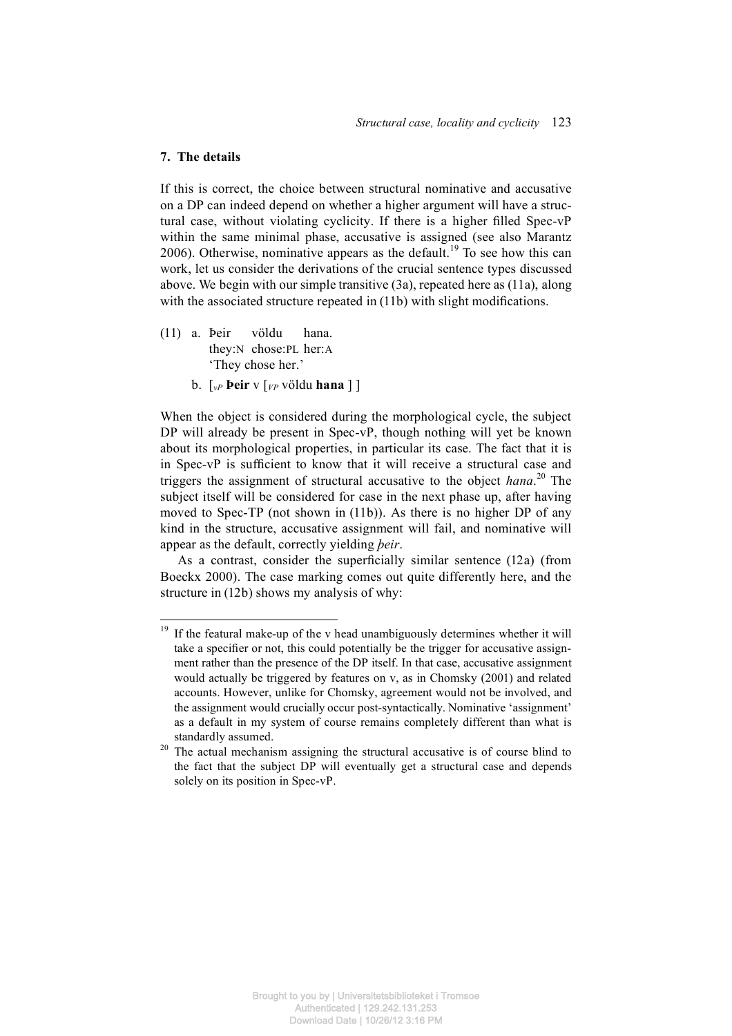## 7. The details

If this is correct, the choice between structural nominative and accusative on a DP can indeed depend on whether a higher argument will have a structural case, without violating cyclicity. If there is a higher filled Spec-vP within the same minimal phase, accusative is assigned (see also Marantz 2006). Otherwise, nominative appears as the default.[19] To see how this can work, let us consider the derivations of the crucial sentence types discussed above. We begin with our simple transitive (3a), repeated here as (11a), along with the associated structure repeated in (11b) with slight modifications.

(11) a. Þeir völdu hana.
   they:N chose:PL her:A
   'They chose her.'

   b. [$_{vP}$ **Þeir** v [$_{VP}$ völdu **hana** ] ]

When the object is considered during the morphological cycle, the subject DP will already be present in Spec-vP, though nothing will yet be known about its morphological properties, in particular its case. The fact that it is in Spec-vP is sufficient to know that it will receive a structural case and triggers the assignment of structural accusative to the object *hana*.[20] The subject itself will be considered for case in the next phase up, after having moved to Spec-TP (not shown in (11b)). As there is no higher DP of any kind in the structure, accusative assignment will fail, and nominative will appear as the default, correctly yielding *þeir*.

As a contrast, consider the superficially similar sentence (12a) (from Boeckx 2000). The case marking comes out quite differently here, and the structure in (12b) shows my analysis of why:

---

[19] If the featural make-up of the v head unambiguously determines whether it will take a specifier or not, this could potentially be the trigger for accusative assignment rather than the presence of the DP itself. In that case, accusative assignment would actually be triggered by features on v, as in Chomsky (2001) and related accounts. However, unlike for Chomsky, agreement would not be involved, and the assignment would crucially occur post-syntactically. Nominative 'assignment' as a default in my system of course remains completely different than what is standardly assumed.

[20] The actual mechanism assigning the structural accusative is of course blind to the fact that the subject DP will eventually get a structural case and depends solely on its position in Spec-vP.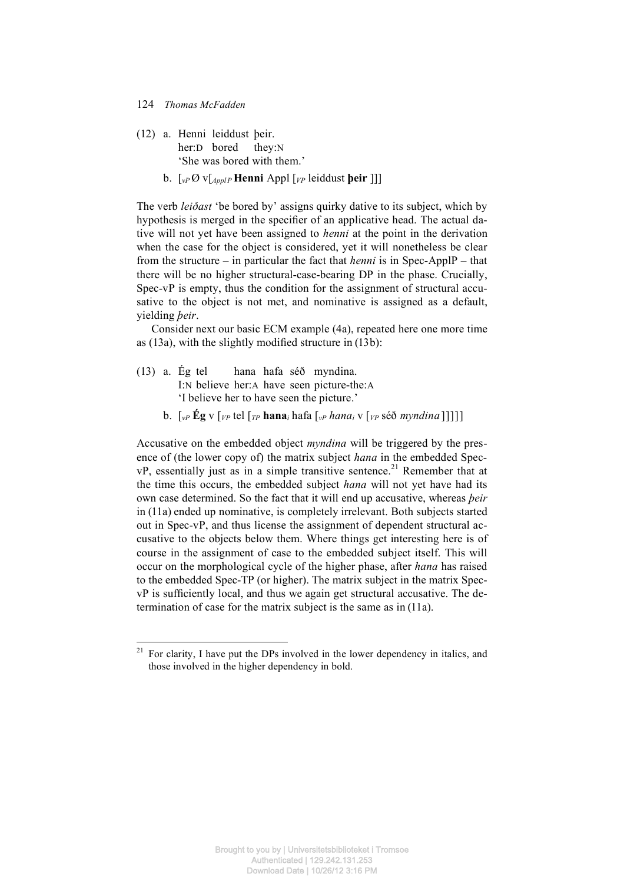(12) a. Henni leiddust þeir.
her:D bored they:N
'She was bored with them.'

b. [$_{vP}$ Ø v[$_{Appl P}$ **Henni** Appl [$_{VP}$ leiddust **þeir** ]]]

The verb *leiðast* 'be bored by' assigns quirky dative to its subject, which by hypothesis is merged in the specifier of an applicative head. The actual dative will not yet have been assigned to *henni* at the point in the derivation when the case for the object is considered, yet it will nonetheless be clear from the structure – in particular the fact that *henni* is in Spec-ApplP – that there will be no higher structural-case-bearing DP in the phase. Crucially, Spec-vP is empty, thus the condition for the assignment of structural accusative to the object is not met, and nominative is assigned as a default, yielding *þeir*.

Consider next our basic ECM example (4a), repeated here one more time as (13a), with the slightly modified structure in (13b):

(13) a. Ég tel hana hafa séð myndina.
I:N believe her:A have seen picture-the:A
'I believe her to have seen the picture.'

b. [$_{vP}$ **Ég** v [$_{VP}$ tel [$_{TP}$ **hana**$_i$ hafa [$_{vP}$ *hana*$_i$ v [$_{VP}$ séð *myndina* ]]]]]

Accusative on the embedded object *myndina* will be triggered by the presence of (the lower copy of) the matrix subject *hana* in the embedded Spec-vP, essentially just as in a simple transitive sentence.[21] Remember that at the time this occurs, the embedded subject *hana* will not yet have had its own case determined. So the fact that it will end up accusative, whereas *þeir* in (11a) ended up nominative, is completely irrelevant. Both subjects started out in Spec-vP, and thus license the assignment of dependent structural accusative to the objects below them. Where things get interesting here is of course in the assignment of case to the embedded subject itself. This will occur on the morphological cycle of the higher phase, after *hana* has raised to the embedded Spec-TP (or higher). The matrix subject in the matrix Spec-vP is sufficiently local, and thus we again get structural accusative. The determination of case for the matrix subject is the same as in (11a).

---

[21] For clarity, I have put the DPs involved in the lower dependency in italics, and those involved in the higher dependency in bold.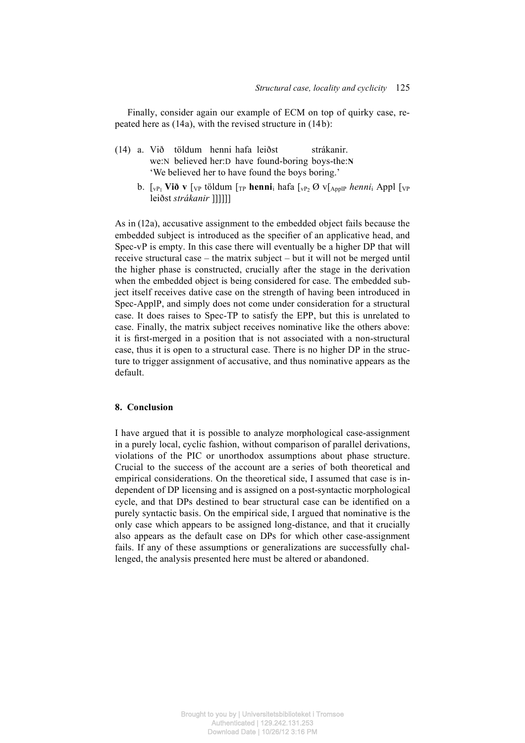Finally, consider again our example of ECM on top of quirky case, repeated here as (14a), with the revised structure in (14b):

(14) a. Við töldum henni hafa leiðst strákanir.
we:N believed her:D have found-boring boys-the:**N**
'We believed her to have found the boys boring.'

b. $[_{vP_1}$ **Við v** $[_{VP}$ töldum $[_{TP}$ **henni**$_i$ hafa $[_{vP_2}$ Ø v$[_{ApplP}$ *henni*$_i$ Appl $[_{VP}$ leiðst *strákanir* $]]]]]]$

As in (12a), accusative assignment to the embedded object fails because the embedded subject is introduced as the specifier of an applicative head, and Spec-vP is empty. In this case there will eventually be a higher DP that will receive structural case – the matrix subject – but it will not be merged until the higher phase is constructed, crucially after the stage in the derivation when the embedded object is being considered for case. The embedded subject itself receives dative case on the strength of having been introduced in Spec-ApplP, and simply does not come under consideration for a structural case. It does raises to Spec-TP to satisfy the EPP, but this is unrelated to case. Finally, the matrix subject receives nominative like the others above: it is first-merged in a position that is not associated with a non-structural case, thus it is open to a structural case. There is no higher DP in the structure to trigger assignment of accusative, and thus nominative appears as the default.

## 8. Conclusion

I have argued that it is possible to analyze morphological case-assignment in a purely local, cyclic fashion, without comparison of parallel derivations, violations of the PIC or unorthodox assumptions about phase structure. Crucial to the success of the account are a series of both theoretical and empirical considerations. On the theoretical side, I assumed that case is independent of DP licensing and is assigned on a post-syntactic morphological cycle, and that DPs destined to bear structural case can be identified on a purely syntactic basis. On the empirical side, I argued that nominative is the only case which appears to be assigned long-distance, and that it crucially also appears as the default case on DPs for which other case-assignment fails. If any of these assumptions or generalizations are successfully challenged, the analysis presented here must be altered or abandoned.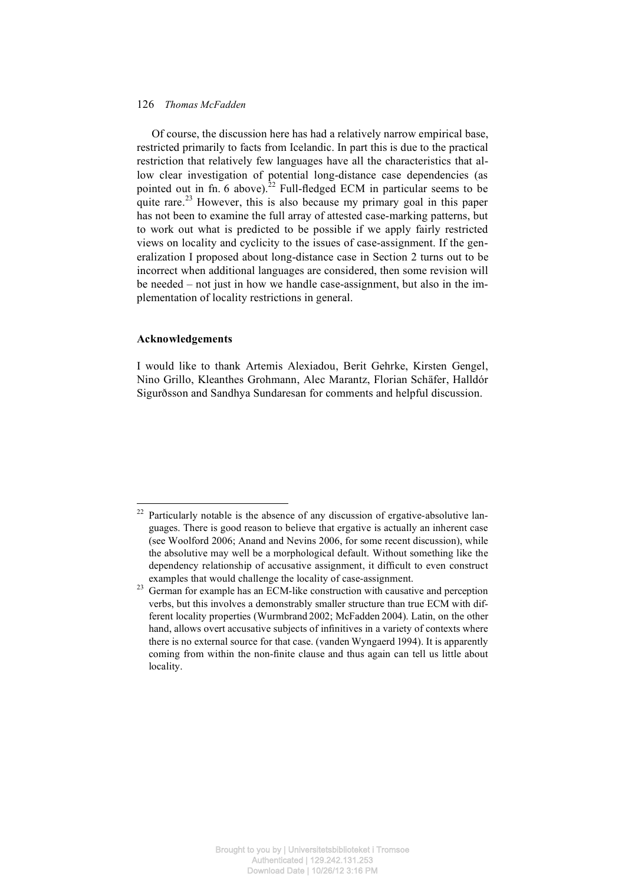Of course, the discussion here has had a relatively narrow empirical base, restricted primarily to facts from Icelandic. In part this is due to the practical restriction that relatively few languages have all the characteristics that allow clear investigation of potential long-distance case dependencies (as pointed out in fn. 6 above).[22] Full-fledged ECM in particular seems to be quite rare.[23] However, this is also because my primary goal in this paper has not been to examine the full array of attested case-marking patterns, but to work out what is predicted to be possible if we apply fairly restricted views on locality and cyclicity to the issues of case-assignment. If the generalization I proposed about long-distance case in Section 2 turns out to be incorrect when additional languages are considered, then some revision will be needed – not just in how we handle case-assignment, but also in the implementation of locality restrictions in general.

## Acknowledgements

I would like to thank Artemis Alexiadou, Berit Gehrke, Kirsten Gengel, Nino Grillo, Kleanthes Grohmann, Alec Marantz, Florian Schäfer, Halldór Sigurðsson and Sandhya Sundaresan for comments and helpful discussion.

---

[22] Particularly notable is the absence of any discussion of ergative-absolutive languages. There is good reason to believe that ergative is actually an inherent case (see Woolford 2006; Anand and Nevins 2006, for some recent discussion), while the absolutive may well be a morphological default. Without something like the dependency relationship of accusative assignment, it difficult to even construct examples that would challenge the locality of case-assignment.

[23] German for example has an ECM-like construction with causative and perception verbs, but this involves a demonstrably smaller structure than true ECM with different locality properties (Wurmbrand 2002; McFadden 2004). Latin, on the other hand, allows overt accusative subjects of infinitives in a variety of contexts where there is no external source for that case. (vanden Wyngaerd 1994). It is apparently coming from within the non-finite clause and thus again can tell us little about locality.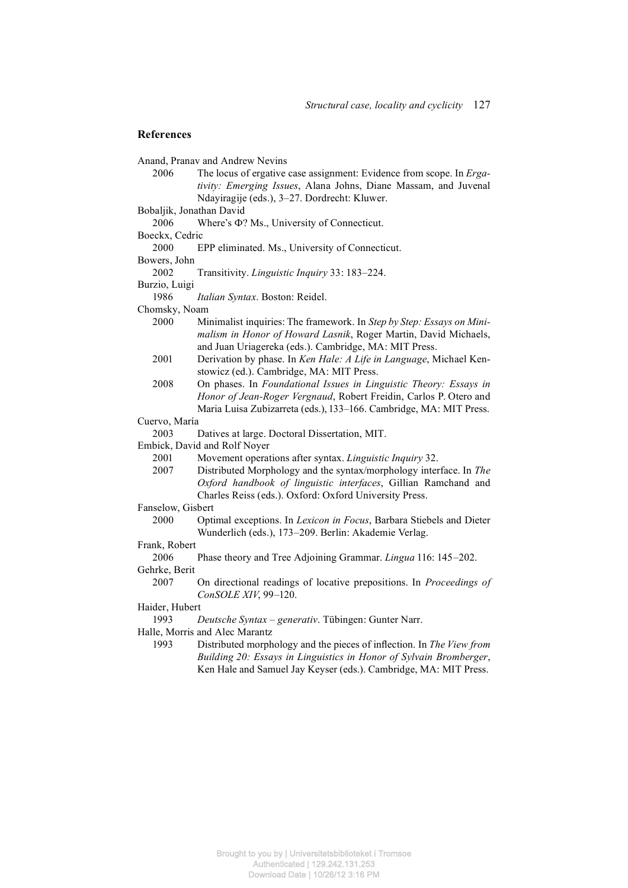## References

Anand, Pranav and Andrew Nevins
   2006 The locus of ergative case assignment: Evidence from scope. In *Ergativity: Emerging Issues*, Alana Johns, Diane Massam, and Juvenal Ndayiragije (eds.), 3–27. Dordrecht: Kluwer.

Bobaljik, Jonathan David
   2006 Where's Φ? Ms., University of Connecticut.

Boeckx, Cedric
   2000 EPP eliminated. Ms., University of Connecticut.

Bowers, John
   2002 Transitivity. *Linguistic Inquiry* 33: 183–224.

Burzio, Luigi
   1986 *Italian Syntax*. Boston: Reidel.

Chomsky, Noam
   2000 Minimalist inquiries: The framework. In *Step by Step: Essays on Minimalism in Honor of Howard Lasnik*, Roger Martin, David Michaels, and Juan Uriagereka (eds.). Cambridge, MA: MIT Press.
   2001 Derivation by phase. In *Ken Hale: A Life in Language*, Michael Kenstowicz (ed.). Cambridge, MA: MIT Press.
   2008 On phases. In *Foundational Issues in Linguistic Theory: Essays in Honor of Jean-Roger Vergnaud*, Robert Freidin, Carlos P. Otero and Maria Luisa Zubizarreta (eds.), 133–166. Cambridge, MA: MIT Press.

Cuervo, María
   2003 Datives at large. Doctoral Dissertation, MIT.

Embick, David and Rolf Noyer
   2001 Movement operations after syntax. *Linguistic Inquiry* 32.
   2007 Distributed Morphology and the syntax/morphology interface. In *The Oxford handbook of linguistic interfaces*, Gillian Ramchand and Charles Reiss (eds.). Oxford: Oxford University Press.

Fanselow, Gisbert
   2000 Optimal exceptions. In *Lexicon in Focus*, Barbara Stiebels and Dieter Wunderlich (eds.), 173–209. Berlin: Akademie Verlag.

Frank, Robert
   2006 Phase theory and Tree Adjoining Grammar. *Lingua* 116: 145–202.

Gehrke, Berit
   2007 On directional readings of locative prepositions. In *Proceedings of ConSOLE XIV*, 99–120.

Haider, Hubert
   1993 *Deutsche Syntax – generativ*. Tübingen: Gunter Narr.

Halle, Morris and Alec Marantz
   1993 Distributed morphology and the pieces of inflection. In *The View from Building 20: Essays in Linguistics in Honor of Sylvain Bromberger*, Ken Hale and Samuel Jay Keyser (eds.). Cambridge, MA: MIT Press.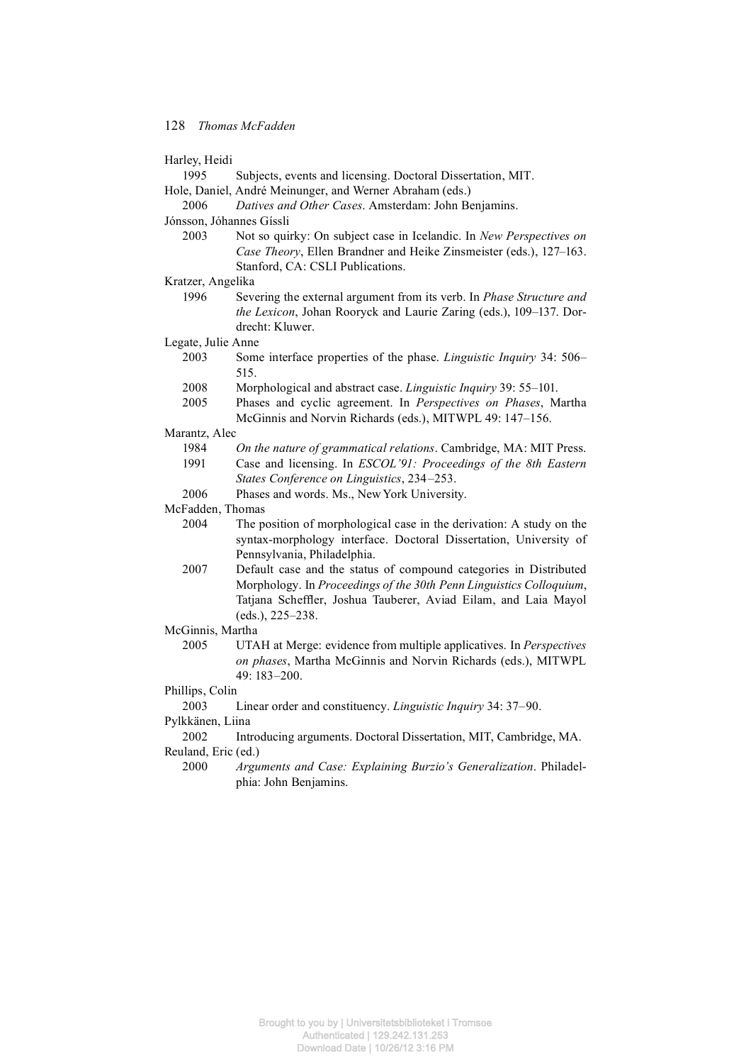Harley, Heidi
1995 Subjects, events and licensing. Doctoral Dissertation, MIT.

Hole, Daniel, André Meinunger, and Werner Abraham (eds.)
2006 *Datives and Other Cases*. Amsterdam: John Benjamins.

Jónsson, Jóhannes Gíssli
2003 Not so quirky: On subject case in Icelandic. In *New Perspectives on Case Theory*, Ellen Brandner and Heike Zinsmeister (eds.), 127–163. Stanford, CA: CSLI Publications.

Kratzer, Angelika
1996 Severing the external argument from its verb. In *Phase Structure and the Lexicon*, Johan Rooryck and Laurie Zaring (eds.), 109–137. Dordrecht: Kluwer.

Legate, Julie Anne
2003 Some interface properties of the phase. *Linguistic Inquiry* 34: 506–515.
2008 Morphological and abstract case. *Linguistic Inquiry* 39: 55–101.
2005 Phases and cyclic agreement. In *Perspectives on Phases*, Martha McGinnis and Norvin Richards (eds.), MITWPL 49: 147–156.

Marantz, Alec
1984 *On the nature of grammatical relations*. Cambridge, MA: MIT Press.
1991 Case and licensing. In *ESCOL'91: Proceedings of the 8th Eastern States Conference on Linguistics*, 234–253.
2006 Phases and words. Ms., New York University.

McFadden, Thomas
2004 The position of morphological case in the derivation: A study on the syntax-morphology interface. Doctoral Dissertation, University of Pennsylvania, Philadelphia.
2007 Default case and the status of compound categories in Distributed Morphology. In *Proceedings of the 30th Penn Linguistics Colloquium*, Tatjana Scheffler, Joshua Tauberer, Aviad Eilam, and Laia Mayol (eds.), 225–238.

McGinnis, Martha
2005 UTAH at Merge: evidence from multiple applicatives. In *Perspectives on phases*, Martha McGinnis and Norvin Richards (eds.), MITWPL 49: 183–200.

Phillips, Colin
2003 Linear order and constituency. *Linguistic Inquiry* 34: 37–90.

Pylkkänen, Liina
2002 Introducing arguments. Doctoral Dissertation, MIT, Cambridge, MA.

Reuland, Eric (ed.)
2000 *Arguments and Case: Explaining Burzio's Generalization*. Philadelphia: John Benjamins.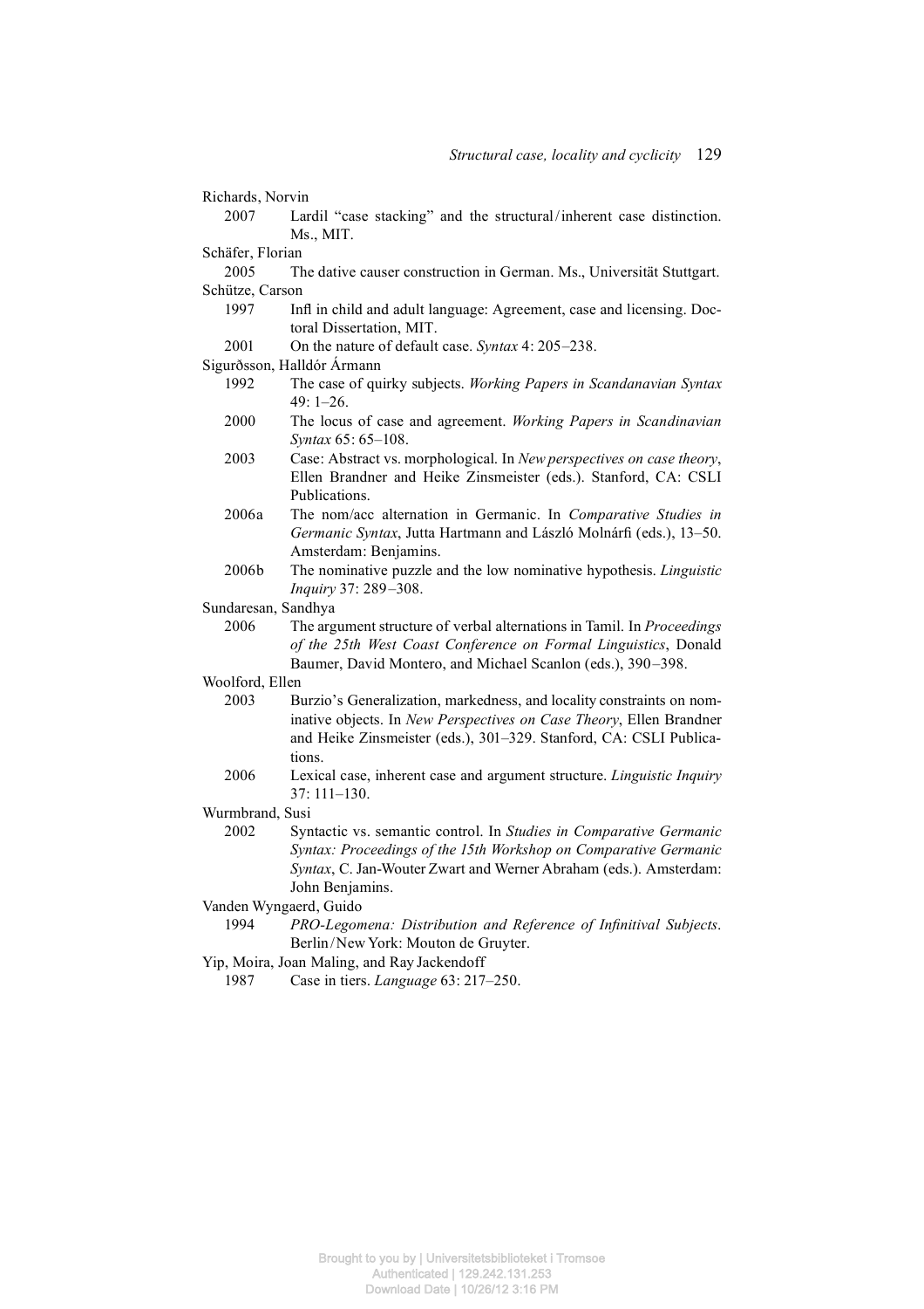Richards, Norvin

2007 Lardil "case stacking" and the structural/inherent case distinction. Ms., MIT.

Schäfer, Florian

2005 The dative causer construction in German. Ms., Universität Stuttgart.

Schütze, Carson

1997 Infl in child and adult language: Agreement, case and licensing. Doctoral Dissertation, MIT.

2001 On the nature of default case. *Syntax* 4: 205–238.

Sigurðsson, Halldór Ármann

1992 The case of quirky subjects. *Working Papers in Scandanavian Syntax* 49: 1–26.

2000 The locus of case and agreement. *Working Papers in Scandinavian Syntax* 65: 65–108.

2003 Case: Abstract vs. morphological. In *New perspectives on case theory*, Ellen Brandner and Heike Zinsmeister (eds.). Stanford, CA: CSLI Publications.

2006a The nom/acc alternation in Germanic. In *Comparative Studies in Germanic Syntax*, Jutta Hartmann and László Molnárfi (eds.), 13–50. Amsterdam: Benjamins.

2006b The nominative puzzle and the low nominative hypothesis. *Linguistic Inquiry* 37: 289–308.

Sundaresan, Sandhya

2006 The argument structure of verbal alternations in Tamil. In *Proceedings of the 25th West Coast Conference on Formal Linguistics*, Donald Baumer, David Montero, and Michael Scanlon (eds.), 390–398.

Woolford, Ellen

2003 Burzio's Generalization, markedness, and locality constraints on nominative objects. In *New Perspectives on Case Theory*, Ellen Brandner and Heike Zinsmeister (eds.), 301–329. Stanford, CA: CSLI Publications.

2006 Lexical case, inherent case and argument structure. *Linguistic Inquiry* 37: 111–130.

Wurmbrand, Susi

2002 Syntactic vs. semantic control. In *Studies in Comparative Germanic Syntax: Proceedings of the 15th Workshop on Comparative Germanic Syntax*, C. Jan-Wouter Zwart and Werner Abraham (eds.). Amsterdam: John Benjamins.

Vanden Wyngaerd, Guido

1994 *PRO-Legomena: Distribution and Reference of Infinitival Subjects*. Berlin/New York: Mouton de Gruyter.

Yip, Moira, Joan Maling, and Ray Jackendoff

1987 Case in tiers. *Language* 63: 217–250.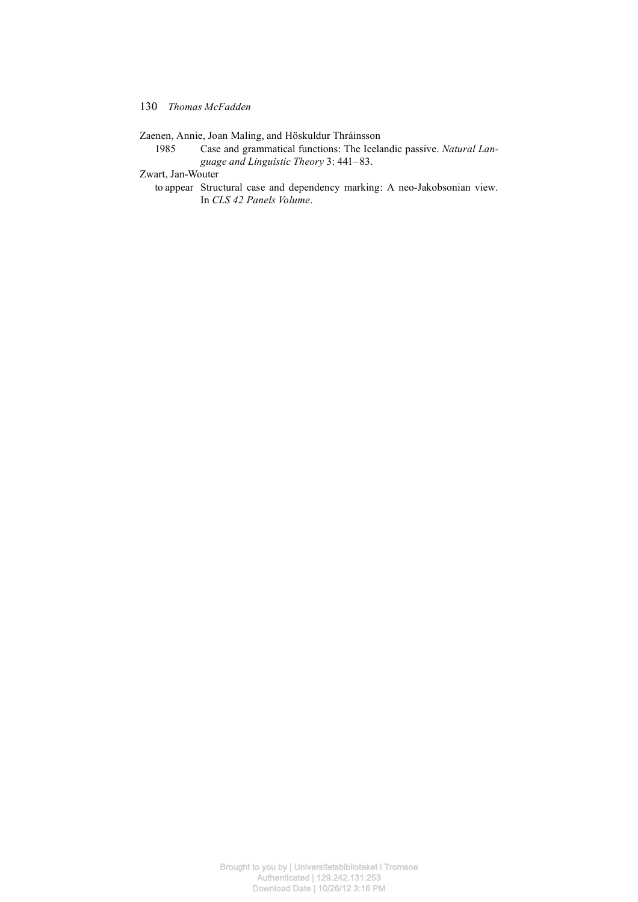Zaenen, Annie, Joan Maling, and Höskuldur Thráinsson
1985 Case and grammatical functions: The Icelandic passive. *Natural Language and Linguistic Theory* 3: 441–83.

Zwart, Jan-Wouter
to appear Structural case and dependency marking: A neo-Jakobsonian view. In *CLS 42 Panels Volume*.